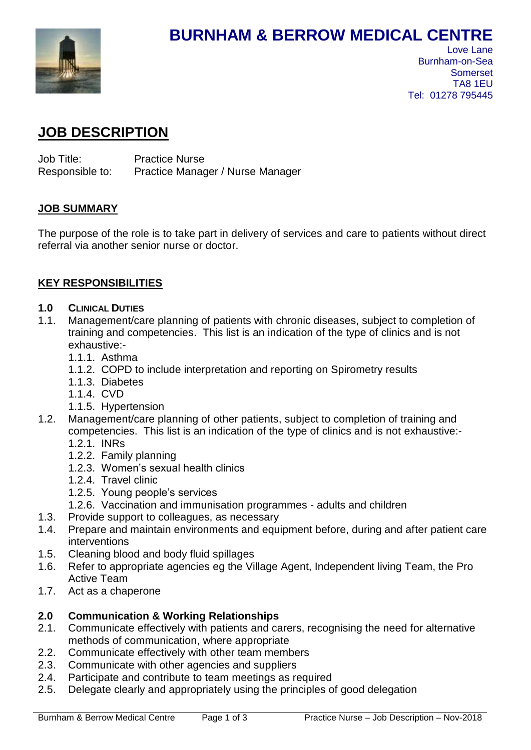# BURNHAM & BERROW MEDICAL CENTRE

Love Lane
Burnham-on-Sea
Somerset
TA8 1EU
Tel: 01278 795445

## JOB DESCRIPTION

Job Title: Practice Nurse
Responsible to: Practice Manager / Nurse Manager

### JOB SUMMARY

The purpose of the role is to take part in delivery of services and care to patients without direct referral via another senior nurse or doctor.

### KEY RESPONSIBILITIES

**1.0 CLINICAL DUTIES**

1.1. Management/care planning of patients with chronic diseases, subject to completion of training and competencies. This list is an indication of the type of clinics and is not exhaustive:-
- 1.1.1. Asthma
- 1.1.2. COPD to include interpretation and reporting on Spirometry results
- 1.1.3. Diabetes
- 1.1.4. CVD
- 1.1.5. Hypertension

1.2. Management/care planning of other patients, subject to completion of training and competencies. This list is an indication of the type of clinics and is not exhaustive:-
- 1.2.1. INRs
- 1.2.2. Family planning
- 1.2.3. Women's sexual health clinics
- 1.2.4. Travel clinic
- 1.2.5. Young people's services
- 1.2.6. Vaccination and immunisation programmes - adults and children

1.3. Provide support to colleagues, as necessary

1.4. Prepare and maintain environments and equipment before, during and after patient care interventions

1.5. Cleaning blood and body fluid spillages

1.6. Refer to appropriate agencies eg the Village Agent, Independent living Team, the Pro Active Team

1.7. Act as a chaperone

**2.0 Communication & Working Relationships**

2.1. Communicate effectively with patients and carers, recognising the need for alternative methods of communication, where appropriate

2.2. Communicate effectively with other team members

2.3. Communicate with other agencies and suppliers

2.4. Participate and contribute to team meetings as required

2.5. Delegate clearly and appropriately using the principles of good delegation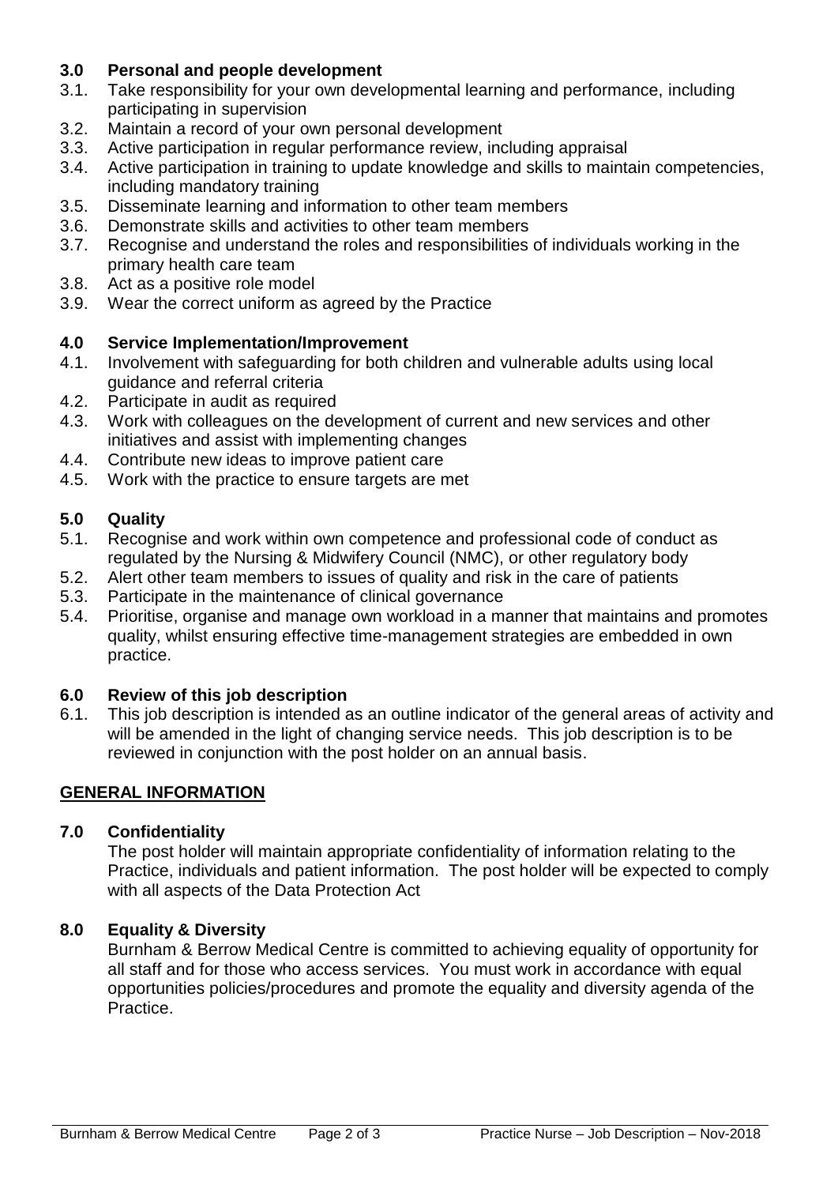### 3.0 Personal and people development

3.1. Take responsibility for your own developmental learning and performance, including participating in supervision

3.2. Maintain a record of your own personal development

3.3. Active participation in regular performance review, including appraisal

3.4. Active participation in training to update knowledge and skills to maintain competencies, including mandatory training

3.5. Disseminate learning and information to other team members

3.6. Demonstrate skills and activities to other team members

3.7. Recognise and understand the roles and responsibilities of individuals working in the primary health care team

3.8. Act as a positive role model

3.9. Wear the correct uniform as agreed by the Practice

### 4.0 Service Implementation/Improvement

4.1. Involvement with safeguarding for both children and vulnerable adults using local guidance and referral criteria

4.2. Participate in audit as required

4.3. Work with colleagues on the development of current and new services and other initiatives and assist with implementing changes

4.4. Contribute new ideas to improve patient care

4.5. Work with the practice to ensure targets are met

### 5.0 Quality

5.1. Recognise and work within own competence and professional code of conduct as regulated by the Nursing & Midwifery Council (NMC), or other regulatory body

5.2. Alert other team members to issues of quality and risk in the care of patients

5.3. Participate in the maintenance of clinical governance

5.4. Prioritise, organise and manage own workload in a manner that maintains and promotes quality, whilst ensuring effective time-management strategies are embedded in own practice.

### 6.0 Review of this job description

6.1. This job description is intended as an outline indicator of the general areas of activity and will be amended in the light of changing service needs. This job description is to be reviewed in conjunction with the post holder on an annual basis.

## GENERAL INFORMATION

### 7.0 Confidentiality

The post holder will maintain appropriate confidentiality of information relating to the Practice, individuals and patient information. The post holder will be expected to comply with all aspects of the Data Protection Act

### 8.0 Equality & Diversity

Burnham & Berrow Medical Centre is committed to achieving equality of opportunity for all staff and for those who access services. You must work in accordance with equal opportunities policies/procedures and promote the equality and diversity agenda of the Practice.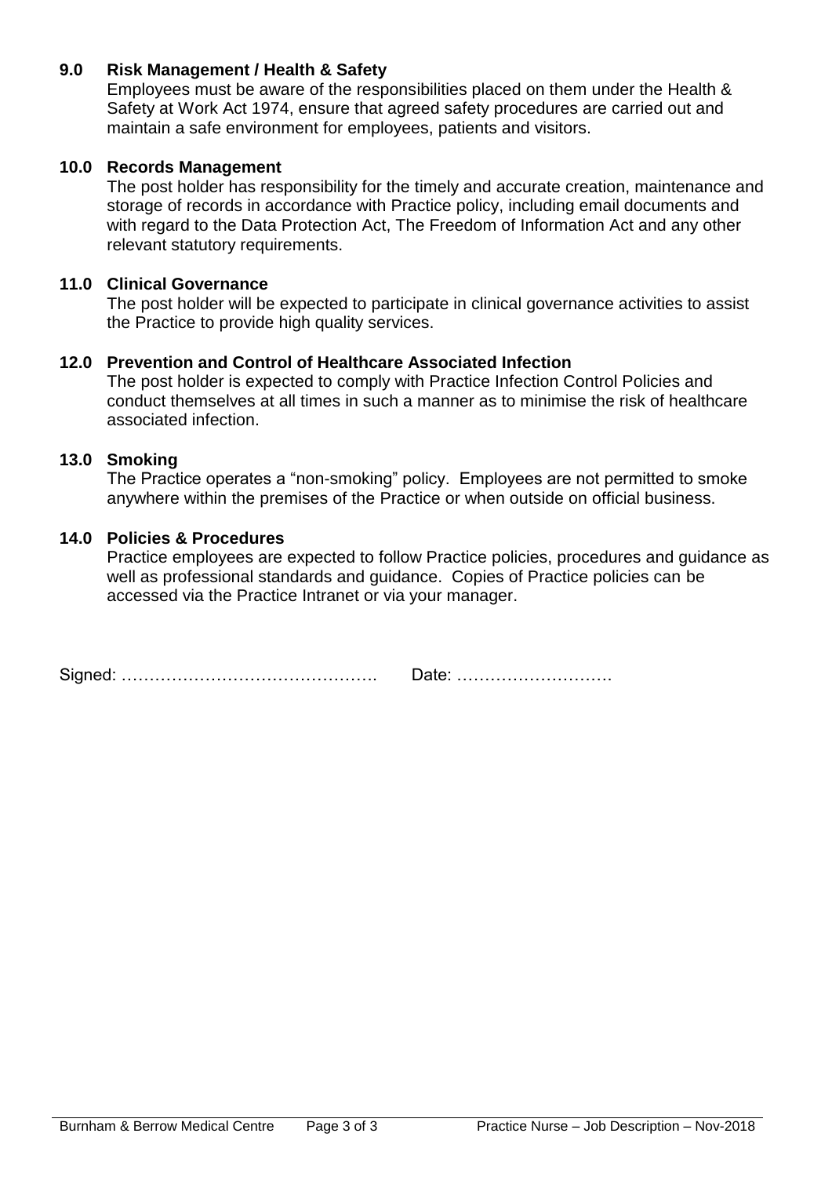## 9.0 Risk Management / Health & Safety

Employees must be aware of the responsibilities placed on them under the Health & Safety at Work Act 1974, ensure that agreed safety procedures are carried out and maintain a safe environment for employees, patients and visitors.

## 10.0 Records Management

The post holder has responsibility for the timely and accurate creation, maintenance and storage of records in accordance with Practice policy, including email documents and with regard to the Data Protection Act, The Freedom of Information Act and any other relevant statutory requirements.

## 11.0 Clinical Governance

The post holder will be expected to participate in clinical governance activities to assist the Practice to provide high quality services.

## 12.0 Prevention and Control of Healthcare Associated Infection

The post holder is expected to comply with Practice Infection Control Policies and conduct themselves at all times in such a manner as to minimise the risk of healthcare associated infection.

## 13.0 Smoking

The Practice operates a "non-smoking" policy. Employees are not permitted to smoke anywhere within the premises of the Practice or when outside on official business.

## 14.0 Policies & Procedures

Practice employees are expected to follow Practice policies, procedures and guidance as well as professional standards and guidance. Copies of Practice policies can be accessed via the Practice Intranet or via your manager.

Signed: ………………………………………. Date: ……………………….